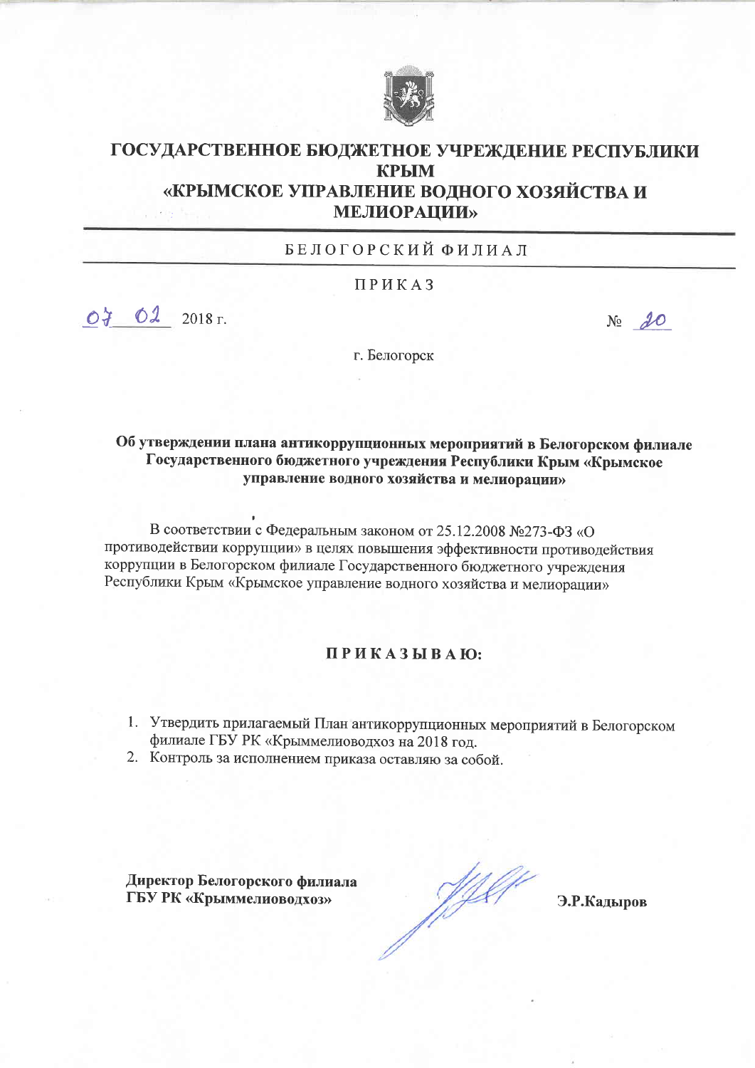# ГОСУДАРСТВЕННОЕ БЮДЖЕТНОЕ УЧРЕЖДЕНИЕ РЕСПУБЛИКИ КРЫМ «КРЫМСКОЕ УПРАВЛЕНИЕ ВОДНОГО ХОЗЯЙСТВА И МЕЛИОРАЦИИ»

БЕЛОГОРСКИЙ ФИЛИАЛ

ПРИКАЗ

07.02.2018 г. № 20

г. Белогорск

**Об утверждении плана антикоррупционных мероприятий в Белогорском филиале Государственного бюджетного учреждения Республики Крым «Крымское управление водного хозяйства и мелиорации»**

В соответствии с Федеральным законом от 25.12.2008 №273-ФЗ «О противодействии коррупции» в целях повышения эффективности противодействия коррупции в Белогорском филиале Государственного бюджетного учреждения Республики Крым «Крымское управление водного хозяйства и мелиорации»

**ПРИКАЗЫВАЮ:**

1. Утвердить прилагаемый План антикоррупционных мероприятий в Белогорском филиале ГБУ РК «Крыммелиоводхоз на 2018 год.
2. Контроль за исполнением приказа оставляю за собой.

**Директор Белогорского филиала ГБУ РК «Крыммелиоводхоз»** Э.Р.Кадыров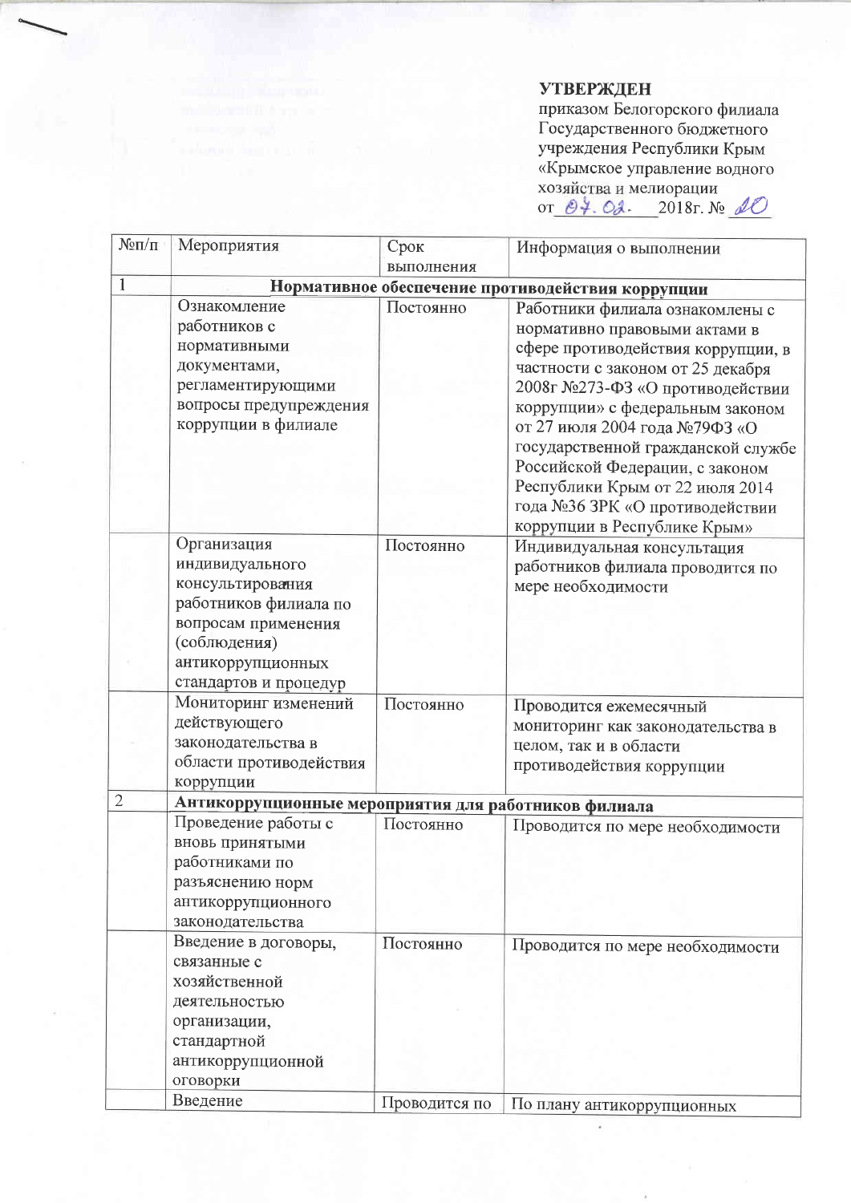**УТВЕРЖДЕН**
приказом Белогорского филиала Государственного бюджетного учреждения Республики Крым «Крымское управление водного хозяйства и мелиорации
от 07.02. 2018г. № 20

| №п/п | Мероприятия | Срок выполнения | Информация о выполнении |
|---|---|---|---|
| 1 | **Нормативное обеспечение противодействия коррупции** | | |
| | Ознакомление работников с нормативными документами, регламентирующими вопросы предупреждения коррупции в филиале | Постоянно | Работники филиала ознакомлены с нормативно правовыми актами в сфере противодействия коррупции, в частности с законом от 25 декабря 2008г №273-ФЗ «О противодействии коррупции» с федеральным законом от 27 июля 2004 года №79ФЗ «О государственной гражданской службе Российской Федерации, с законом Республики Крым от 22 июля 2014 года №36 ЗРК «О противодействии коррупции в Республике Крым» |
| | Организация индивидуального консультирования работников филиала по вопросам применения (соблюдения) антикоррупционных стандартов и процедур | Постоянно | Индивидуальная консультация работников филиала проводится по мере необходимости |
| | Мониторинг изменений действующего законодательства в области противодействия коррупции | Постоянно | Проводится ежемесячный мониторинг как законодательства в целом, так и в области противодействия коррупции |
| 2 | **Антикоррупционные мероприятия для работников филиала** | | |
| | Проведение работы с вновь принятыми работниками по разъяснению норм антикоррупционного законодательства | Постоянно | Проводится по мере необходимости |
| | Введение в договоры, связанные с хозяйственной деятельностью организации, стандартной антикоррупционной оговорки | Постоянно | Проводится по мере необходимости |
| | Введение | Проводится по | По плану антикоррупционных |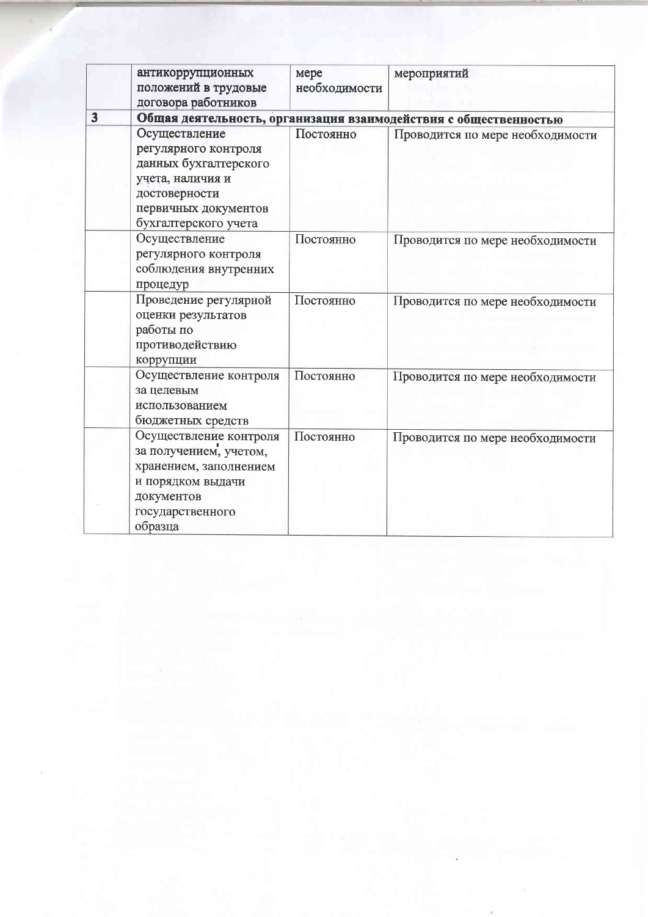| | | | |
|---|---|---|---|
| | **антикоррупционных положений в трудовые договора работников** | **мере необходимости** | **мероприятий** |
| **3** | **Общая деятельность, организация взаимодействия с общественностью** | | |
| | Осуществление регулярного контроля данных бухгалтерского учета, наличия и достоверности первичных документов бухгалтерского учета | Постоянно | Проводится по мере необходимости |
| | Осуществление регулярного контроля соблюдения внутренних процедур | Постоянно | Проводится по мере необходимости |
| | Проведение регулярной оценки результатов работы по противодействию коррупции | Постоянно | Проводится по мере необходимости |
| | Осуществление контроля за целевым использованием бюджетных средств | Постоянно | Проводится по мере необходимости |
| | Осуществление контроля за получением, учетом, хранением, заполнением и порядком выдачи документов государственного образца | Постоянно | Проводится по мере необходимости |